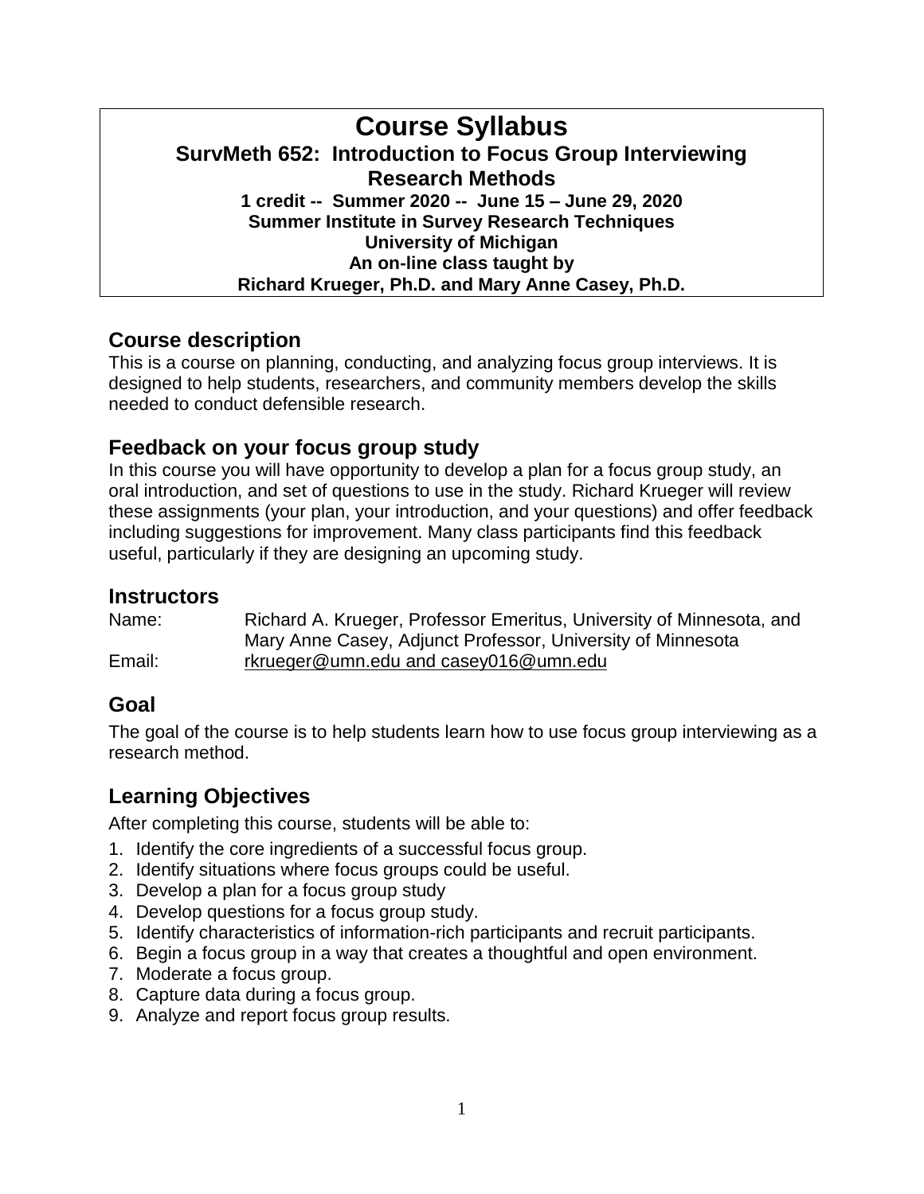# Course Syllabus

**SurvMeth 652: Introduction to Focus Group Interviewing Research Methods**

**1 credit -- Summer 2020 -- June 15 – June 29, 2020**

**Summer Institute in Survey Research Techniques**

**University of Michigan**

**An on-line class taught by**

**Richard Krueger, Ph.D. and Mary Anne Casey, Ph.D.**

## Course description

This is a course on planning, conducting, and analyzing focus group interviews. It is designed to help students, researchers, and community members develop the skills needed to conduct defensible research.

## Feedback on your focus group study

In this course you will have opportunity to develop a plan for a focus group study, an oral introduction, and set of questions to use in the study. Richard Krueger will review these assignments (your plan, your introduction, and your questions) and offer feedback including suggestions for improvement. Many class participants find this feedback useful, particularly if they are designing an upcoming study.

## Instructors

Name: Richard A. Krueger, Professor Emeritus, University of Minnesota, and Mary Anne Casey, Adjunct Professor, University of Minnesota

Email: rkrueger@umn.edu and casey016@umn.edu

## Goal

The goal of the course is to help students learn how to use focus group interviewing as a research method.

## Learning Objectives

After completing this course, students will be able to:

1. Identify the core ingredients of a successful focus group.
2. Identify situations where focus groups could be useful.
3. Develop a plan for a focus group study
4. Develop questions for a focus group study.
5. Identify characteristics of information-rich participants and recruit participants.
6. Begin a focus group in a way that creates a thoughtful and open environment.
7. Moderate a focus group.
8. Capture data during a focus group.
9. Analyze and report focus group results.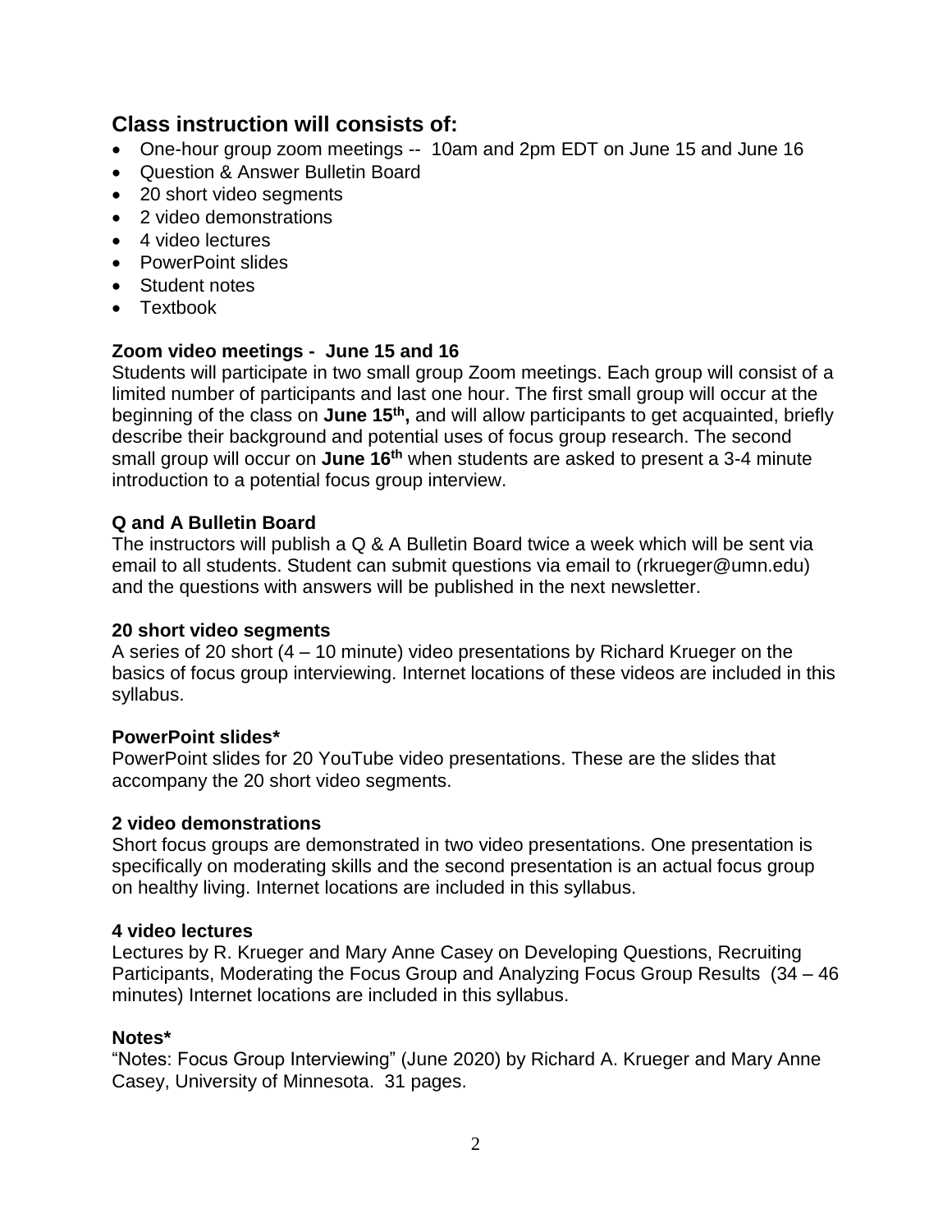## Class instruction will consists of:

- One-hour group zoom meetings -- 10am and 2pm EDT on June 15 and June 16
- Question & Answer Bulletin Board
- 20 short video segments
- 2 video demonstrations
- 4 video lectures
- PowerPoint slides
- Student notes
- Textbook

### Zoom video meetings - June 15 and 16

Students will participate in two small group Zoom meetings. Each group will consist of a limited number of participants and last one hour. The first small group will occur at the beginning of the class on **June 15th,** and will allow participants to get acquainted, briefly describe their background and potential uses of focus group research. The second small group will occur on **June 16th** when students are asked to present a 3-4 minute introduction to a potential focus group interview.

### Q and A Bulletin Board

The instructors will publish a Q & A Bulletin Board twice a week which will be sent via email to all students. Student can submit questions via email to (rkrueger@umn.edu) and the questions with answers will be published in the next newsletter.

### 20 short video segments

A series of 20 short (4 – 10 minute) video presentations by Richard Krueger on the basics of focus group interviewing. Internet locations of these videos are included in this syllabus.

### PowerPoint slides*

PowerPoint slides for 20 YouTube video presentations. These are the slides that accompany the 20 short video segments.

### 2 video demonstrations

Short focus groups are demonstrated in two video presentations. One presentation is specifically on moderating skills and the second presentation is an actual focus group on healthy living. Internet locations are included in this syllabus.

### 4 video lectures

Lectures by R. Krueger and Mary Anne Casey on Developing Questions, Recruiting Participants, Moderating the Focus Group and Analyzing Focus Group Results (34 – 46 minutes) Internet locations are included in this syllabus.

### Notes*

"Notes: Focus Group Interviewing" (June 2020) by Richard A. Krueger and Mary Anne Casey, University of Minnesota. 31 pages.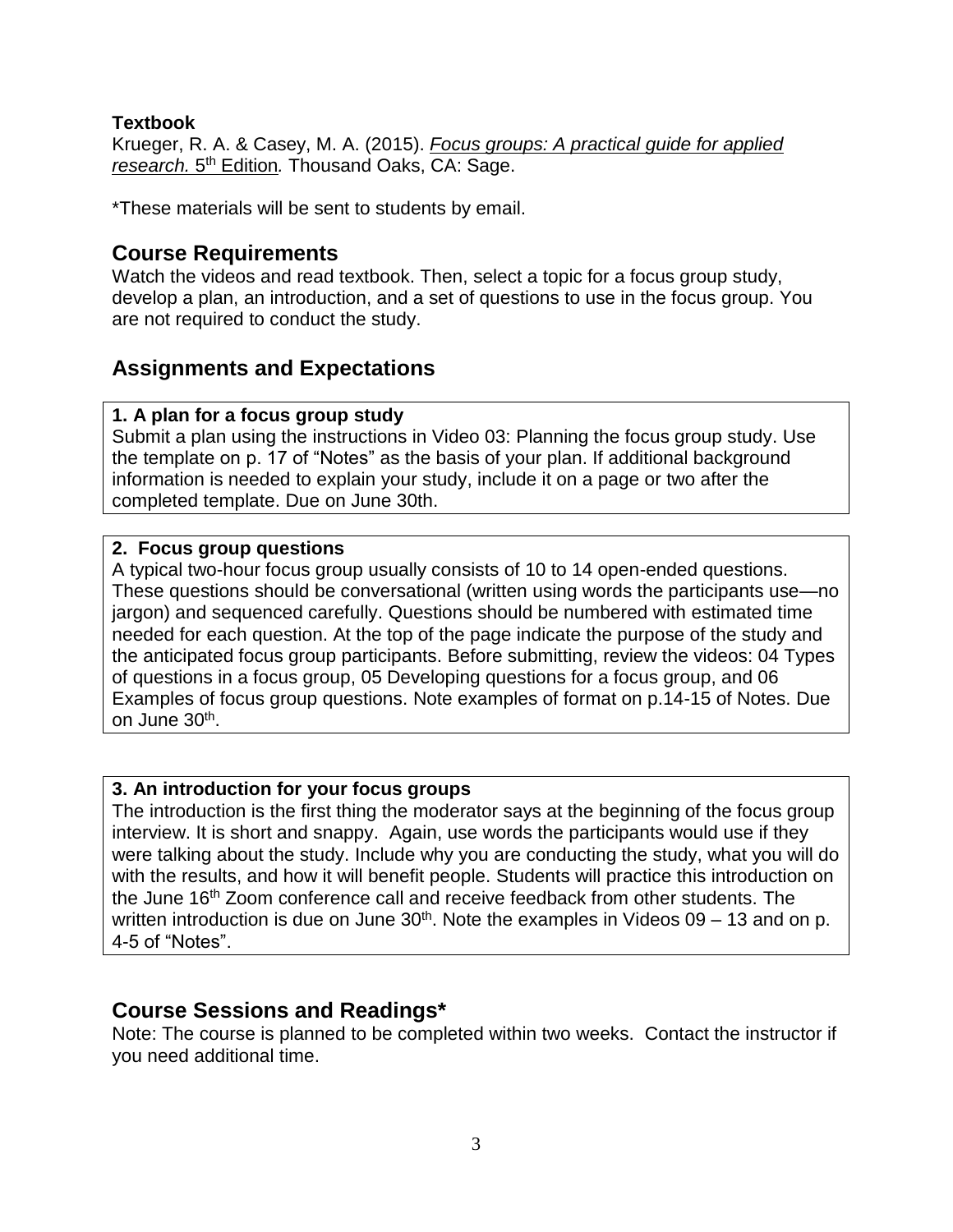**Textbook**

Krueger, R. A. & Casey, M. A. (2015). *Focus groups: A practical guide for applied research.* 5th Edition*.* Thousand Oaks, CA: Sage.

*These materials will be sent to students by email.

## Course Requirements

Watch the videos and read textbook. Then, select a topic for a focus group study, develop a plan, an introduction, and a set of questions to use in the focus group. You are not required to conduct the study.

## Assignments and Expectations

**1. A plan for a focus group study**

Submit a plan using the instructions in Video 03: Planning the focus group study. Use the template on p. 17 of "Notes" as the basis of your plan. If additional background information is needed to explain your study, include it on a page or two after the completed template. Due on June 30th.

**2. Focus group questions**

A typical two-hour focus group usually consists of 10 to 14 open-ended questions. These questions should be conversational (written using words the participants use—no jargon) and sequenced carefully. Questions should be numbered with estimated time needed for each question. At the top of the page indicate the purpose of the study and the anticipated focus group participants. Before submitting, review the videos: 04 Types of questions in a focus group, 05 Developing questions for a focus group, and 06 Examples of focus group questions. Note examples of format on p.14-15 of Notes. Due on June 30th.

**3. An introduction for your focus groups**

The introduction is the first thing the moderator says at the beginning of the focus group interview. It is short and snappy. Again, use words the participants would use if they were talking about the study. Include why you are conducting the study, what you will do with the results, and how it will benefit people. Students will practice this introduction on the June 16th Zoom conference call and receive feedback from other students. The written introduction is due on June 30th. Note the examples in Videos 09 – 13 and on p. 4-5 of "Notes".

## Course Sessions and Readings*

Note: The course is planned to be completed within two weeks. Contact the instructor if you need additional time.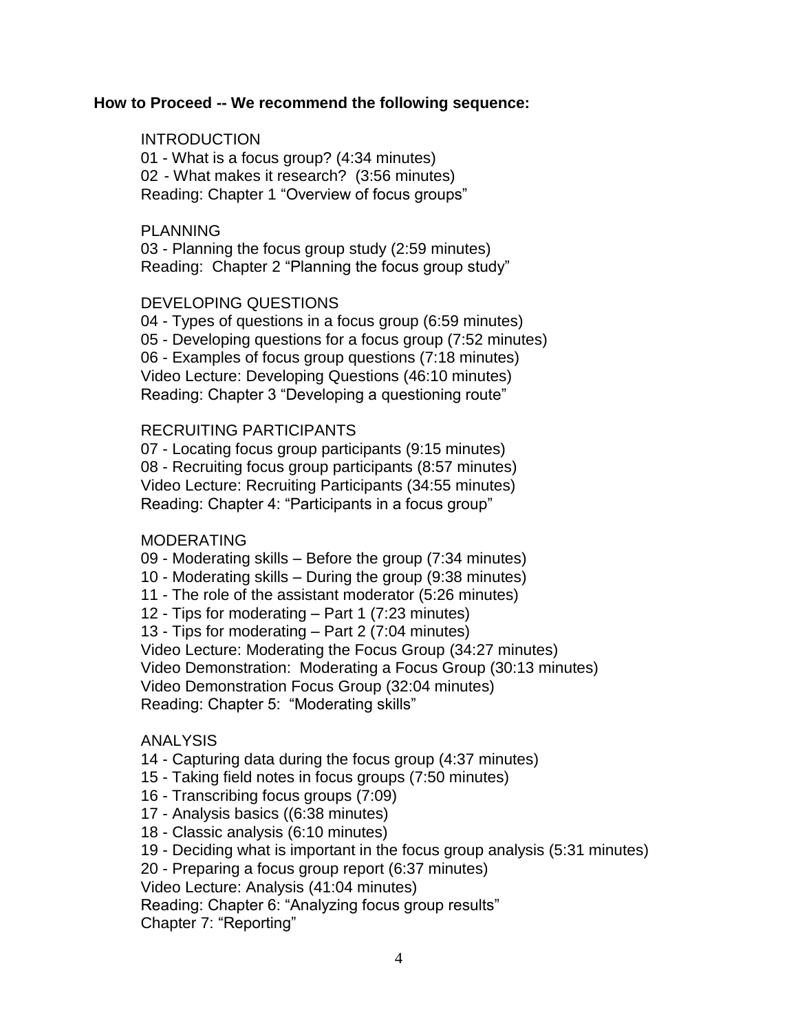**How to Proceed -- We recommend the following sequence:**

INTRODUCTION
01 - What is a focus group? (4:34 minutes)
02 - What makes it research? (3:56 minutes)
Reading: Chapter 1 "Overview of focus groups"

PLANNING
03 - Planning the focus group study (2:59 minutes)
Reading: Chapter 2 "Planning the focus group study"

DEVELOPING QUESTIONS
04 - Types of questions in a focus group (6:59 minutes)
05 - Developing questions for a focus group (7:52 minutes)
06 - Examples of focus group questions (7:18 minutes)
Video Lecture: Developing Questions (46:10 minutes)
Reading: Chapter 3 "Developing a questioning route"

RECRUITING PARTICIPANTS
07 - Locating focus group participants (9:15 minutes)
08 - Recruiting focus group participants (8:57 minutes)
Video Lecture: Recruiting Participants (34:55 minutes)
Reading: Chapter 4: "Participants in a focus group"

MODERATING
09 - Moderating skills – Before the group (7:34 minutes)
10 - Moderating skills – During the group (9:38 minutes)
11 - The role of the assistant moderator (5:26 minutes)
12 - Tips for moderating – Part 1 (7:23 minutes)
13 - Tips for moderating – Part 2 (7:04 minutes)
Video Lecture: Moderating the Focus Group (34:27 minutes)
Video Demonstration: Moderating a Focus Group (30:13 minutes)
Video Demonstration Focus Group (32:04 minutes)
Reading: Chapter 5: "Moderating skills"

ANALYSIS
14 - Capturing data during the focus group (4:37 minutes)
15 - Taking field notes in focus groups (7:50 minutes)
16 - Transcribing focus groups (7:09)
17 - Analysis basics ((6:38 minutes)
18 - Classic analysis (6:10 minutes)
19 - Deciding what is important in the focus group analysis (5:31 minutes)
20 - Preparing a focus group report (6:37 minutes)
Video Lecture: Analysis (41:04 minutes)
Reading: Chapter 6: "Analyzing focus group results"
Chapter 7: "Reporting"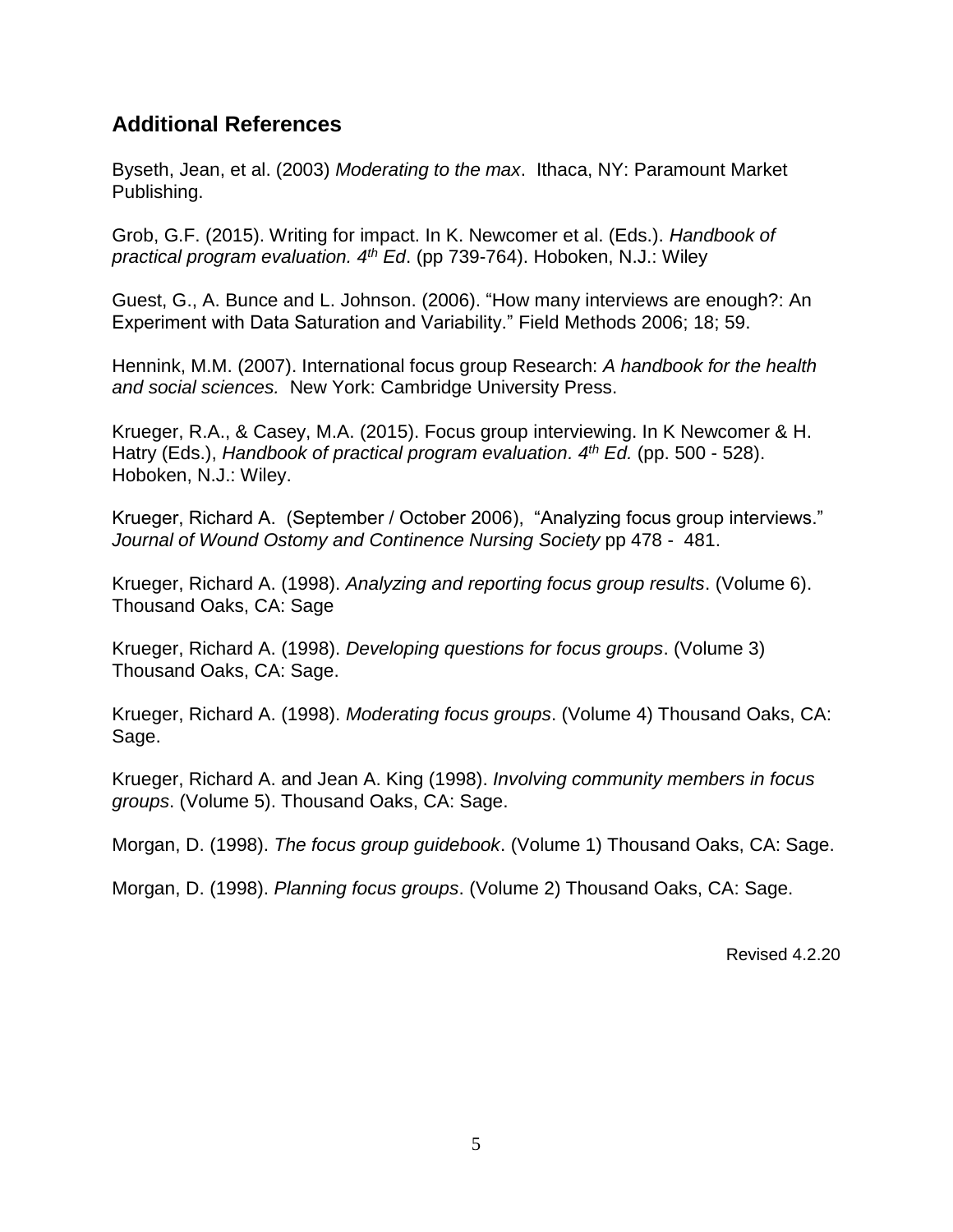## Additional References

Byseth, Jean, et al. (2003) *Moderating to the max*. Ithaca, NY: Paramount Market Publishing.

Grob, G.F. (2015). Writing for impact. In K. Newcomer et al. (Eds.). *Handbook of practical program evaluation. 4th Ed*. (pp 739-764). Hoboken, N.J.: Wiley

Guest, G., A. Bunce and L. Johnson. (2006). "How many interviews are enough?: An Experiment with Data Saturation and Variability." Field Methods 2006; 18; 59.

Hennink, M.M. (2007). International focus group Research: *A handbook for the health and social sciences.* New York: Cambridge University Press.

Krueger, R.A., & Casey, M.A. (2015). Focus group interviewing. In K Newcomer & H. Hatry (Eds.), *Handbook of practical program evaluation. 4th Ed.* (pp. 500 - 528). Hoboken, N.J.: Wiley.

Krueger, Richard A. (September / October 2006), "Analyzing focus group interviews." *Journal of Wound Ostomy and Continence Nursing Society* pp 478 - 481.

Krueger, Richard A. (1998). *Analyzing and reporting focus group results*. (Volume 6). Thousand Oaks, CA: Sage

Krueger, Richard A. (1998). *Developing questions for focus groups*. (Volume 3) Thousand Oaks, CA: Sage.

Krueger, Richard A. (1998). *Moderating focus groups*. (Volume 4) Thousand Oaks, CA: Sage.

Krueger, Richard A. and Jean A. King (1998). *Involving community members in focus groups*. (Volume 5). Thousand Oaks, CA: Sage.

Morgan, D. (1998). *The focus group guidebook*. (Volume 1) Thousand Oaks, CA: Sage.

Morgan, D. (1998). *Planning focus groups*. (Volume 2) Thousand Oaks, CA: Sage.

Revised 4.2.20